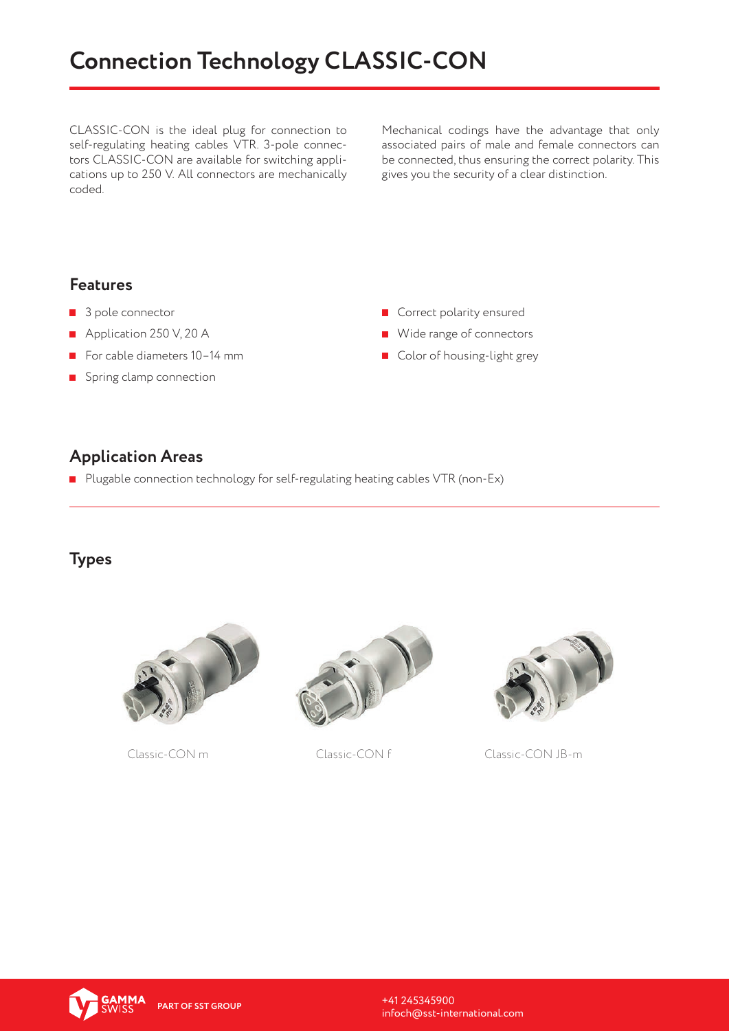# Connection Technology CLASSIC-CON

CLASSIC-CON is the ideal plug for connection to self-regulating heating cables VTR. 3-pole connectors CLASSIC-CON are available for switching applications up to 250 V. All connectors are mechanically coded.

Mechanical codings have the advantage that only associated pairs of male and female connectors can be connected, thus ensuring the correct polarity. This gives you the security of a clear distinction.

## Features

- 3 pole connector
- Application 250 V, 20 A
- For cable diameters 10–14 mm
- Spring clamp connection
- Correct polarity ensured
- Wide range of connectors
- Color of housing-light grey

## Application Areas

- Plugable connection technology for self-regulating heating cables VTR (non-Ex)

## Types

Classic-CON m

Classic-CON f

Classic-CON JB-m

GAMMA SWISS PART OF SST GROUP

+41 245345900
infoch@sst-international.com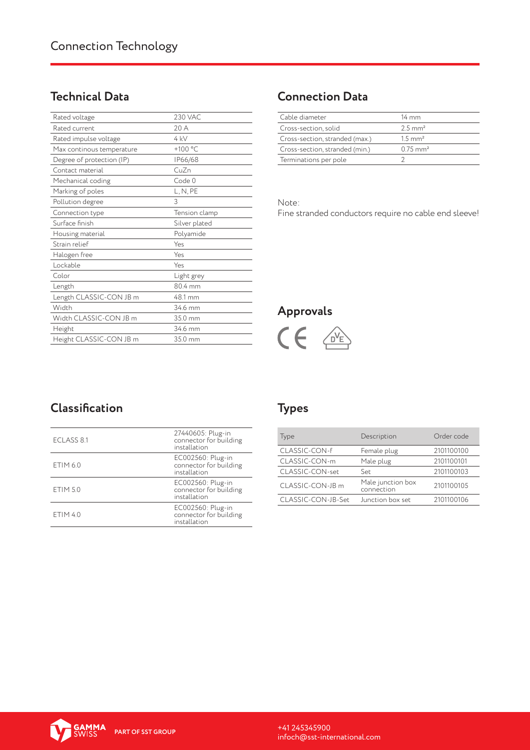# Connection Technology

## Technical Data

| | |
|---|---|
| Rated voltage | 230 VAC |
| Rated current | 20 A |
| Rated impulse voltage | 4 kV |
| Max continous temperature | +100 °C |
| Degree of protection (IP) | IP66/68 |
| Contact material | CuZn |
| Mechanical coding | Code 0 |
| Marking of poles | L, N, PE |
| Pollution degree | 3 |
| Connection type | Tension clamp |
| Surface finish | Silver plated |
| Housing material | Polyamide |
| Strain relief | Yes |
| Halogen free | Yes |
| Lockable | Yes |
| Color | Light grey |
| Length | 80.4 mm |
| Length CLASSIC-CON JB m | 48.1 mm |
| Width | 34.6 mm |
| Width CLASSIC-CON JB m | 35.0 mm |
| Height | 34.6 mm |
| Height CLASSIC-CON JB m | 35.0 mm |

## Connection Data

| | |
|---|---|
| Cable diameter | 14 mm |
| Cross-section, solid | 2.5 mm² |
| Cross-section, stranded (max.) | 1.5 mm² |
| Cross-section, stranded (min.) | 0.75 mm² |
| Terminations per pole | 2 |

Note:
Fine stranded conductors require no cable end sleeve!

## Approvals

CE VDE

## Classification

| | |
|---|---|
| ECLASS 8.1 | 27440605: Plug-in connector for building installation |
| ETIM 6.0 | EC002560: Plug-in connector for building installation |
| ETIM 5.0 | EC002560: Plug-in connector for building installation |
| ETIM 4.0 | EC002560: Plug-in connector for building installation |

## Types

| Type | Description | Order code |
|---|---|---|
| CLASSIC-CON-f | Female plug | 2101100100 |
| CLASSIC-CON-m | Male plug | 2101100101 |
| CLASSIC-CON-set | Set | 2101100103 |
| CLASSIC-CON-JB m | Male junction box connection | 2101100105 |
| CLASSIC-CON-JB-Set | Junction box set | 2101100106 |

GAMMA SWISS PART OF SST GROUP

+41 245345900
infoch@sst-international.com